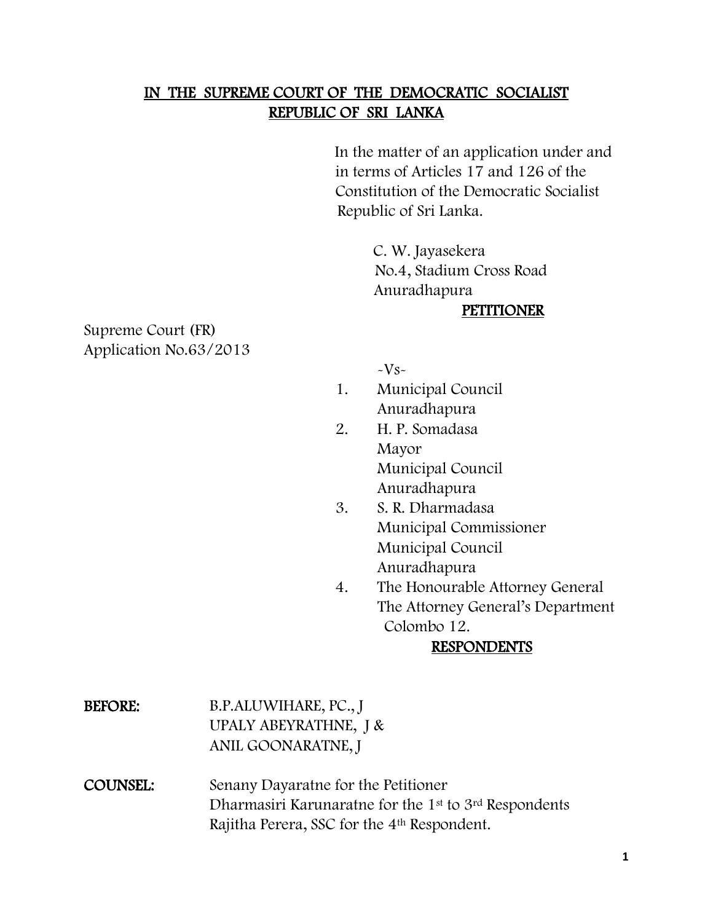**IN THE SUPREME COURT OF THE DEMOCRATIC SOCIALIST REPUBLIC OF SRI LANKA**

In the matter of an application under and in terms of Articles 17 and 126 of the Constitution of the Democratic Socialist Republic of Sri Lanka.

C. W. Jayasekera
No.4, Stadium Cross Road
Anuradhapura

**PETITIONER**

Supreme Court (FR)
Application No.63/2013

-Vs-

1. Municipal Council
   Anuradhapura
2. H. P. Somadasa
   Mayor
   Municipal Council
   Anuradhapura
3. S. R. Dharmadasa
   Municipal Commissioner
   Municipal Council
   Anuradhapura
4. The Honourable Attorney General
   The Attorney General's Department
   Colombo 12.

**RESPONDENTS**

**BEFORE:** B.P.ALUWIHARE, PC., J
UPALY ABEYRATHNE, J &
ANIL GOONARATNE, J

**COUNSEL:** Senany Dayaratne for the Petitioner
Dharmasiri Karunaratne for the 1st to 3rd Respondents
Rajitha Perera, SSC for the 4th Respondent.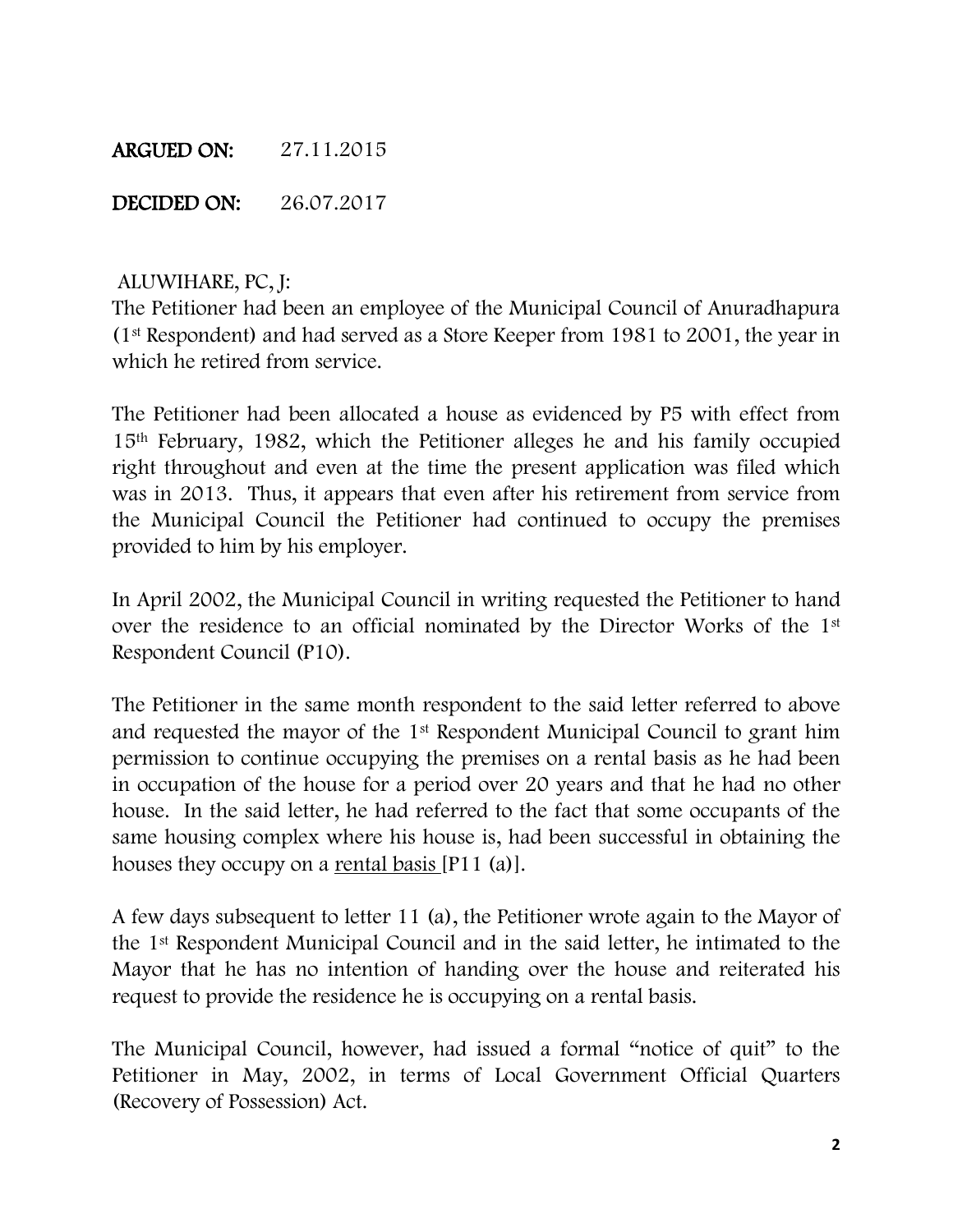**ARGUED ON:** 27.11.2015

**DECIDED ON:** 26.07.2017

ALUWIHARE, PC, J:

The Petitioner had been an employee of the Municipal Council of Anuradhapura (1st Respondent) and had served as a Store Keeper from 1981 to 2001, the year in which he retired from service.

The Petitioner had been allocated a house as evidenced by P5 with effect from 15th February, 1982, which the Petitioner alleges he and his family occupied right throughout and even at the time the present application was filed which was in 2013. Thus, it appears that even after his retirement from service from the Municipal Council the Petitioner had continued to occupy the premises provided to him by his employer.

In April 2002, the Municipal Council in writing requested the Petitioner to hand over the residence to an official nominated by the Director Works of the 1st Respondent Council (P10).

The Petitioner in the same month respondent to the said letter referred to above and requested the mayor of the 1st Respondent Municipal Council to grant him permission to continue occupying the premises on a rental basis as he had been in occupation of the house for a period over 20 years and that he had no other house. In the said letter, he had referred to the fact that some occupants of the same housing complex where his house is, had been successful in obtaining the houses they occupy on a rental basis [P11 (a)].

A few days subsequent to letter 11 (a), the Petitioner wrote again to the Mayor of the 1st Respondent Municipal Council and in the said letter, he intimated to the Mayor that he has no intention of handing over the house and reiterated his request to provide the residence he is occupying on a rental basis.

The Municipal Council, however, had issued a formal "notice of quit" to the Petitioner in May, 2002, in terms of Local Government Official Quarters (Recovery of Possession) Act.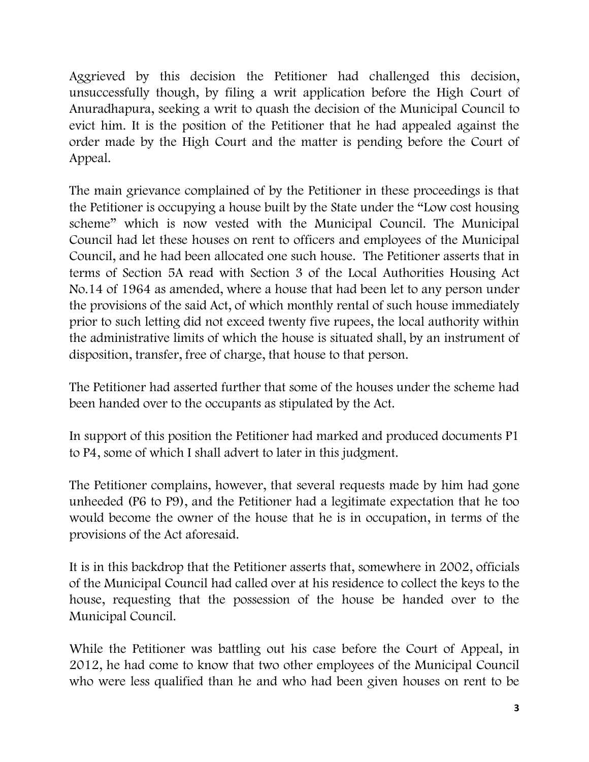Aggrieved by this decision the Petitioner had challenged this decision, unsuccessfully though, by filing a writ application before the High Court of Anuradhapura, seeking a writ to quash the decision of the Municipal Council to evict him. It is the position of the Petitioner that he had appealed against the order made by the High Court and the matter is pending before the Court of Appeal.

The main grievance complained of by the Petitioner in these proceedings is that the Petitioner is occupying a house built by the State under the "Low cost housing scheme" which is now vested with the Municipal Council. The Municipal Council had let these houses on rent to officers and employees of the Municipal Council, and he had been allocated one such house. The Petitioner asserts that in terms of Section 5A read with Section 3 of the Local Authorities Housing Act No.14 of 1964 as amended, where a house that had been let to any person under the provisions of the said Act, of which monthly rental of such house immediately prior to such letting did not exceed twenty five rupees, the local authority within the administrative limits of which the house is situated shall, by an instrument of disposition, transfer, free of charge, that house to that person.

The Petitioner had asserted further that some of the houses under the scheme had been handed over to the occupants as stipulated by the Act.

In support of this position the Petitioner had marked and produced documents P1 to P4, some of which I shall advert to later in this judgment.

The Petitioner complains, however, that several requests made by him had gone unheeded (P6 to P9), and the Petitioner had a legitimate expectation that he too would become the owner of the house that he is in occupation, in terms of the provisions of the Act aforesaid.

It is in this backdrop that the Petitioner asserts that, somewhere in 2002, officials of the Municipal Council had called over at his residence to collect the keys to the house, requesting that the possession of the house be handed over to the Municipal Council.

While the Petitioner was battling out his case before the Court of Appeal, in 2012, he had come to know that two other employees of the Municipal Council who were less qualified than he and who had been given houses on rent to be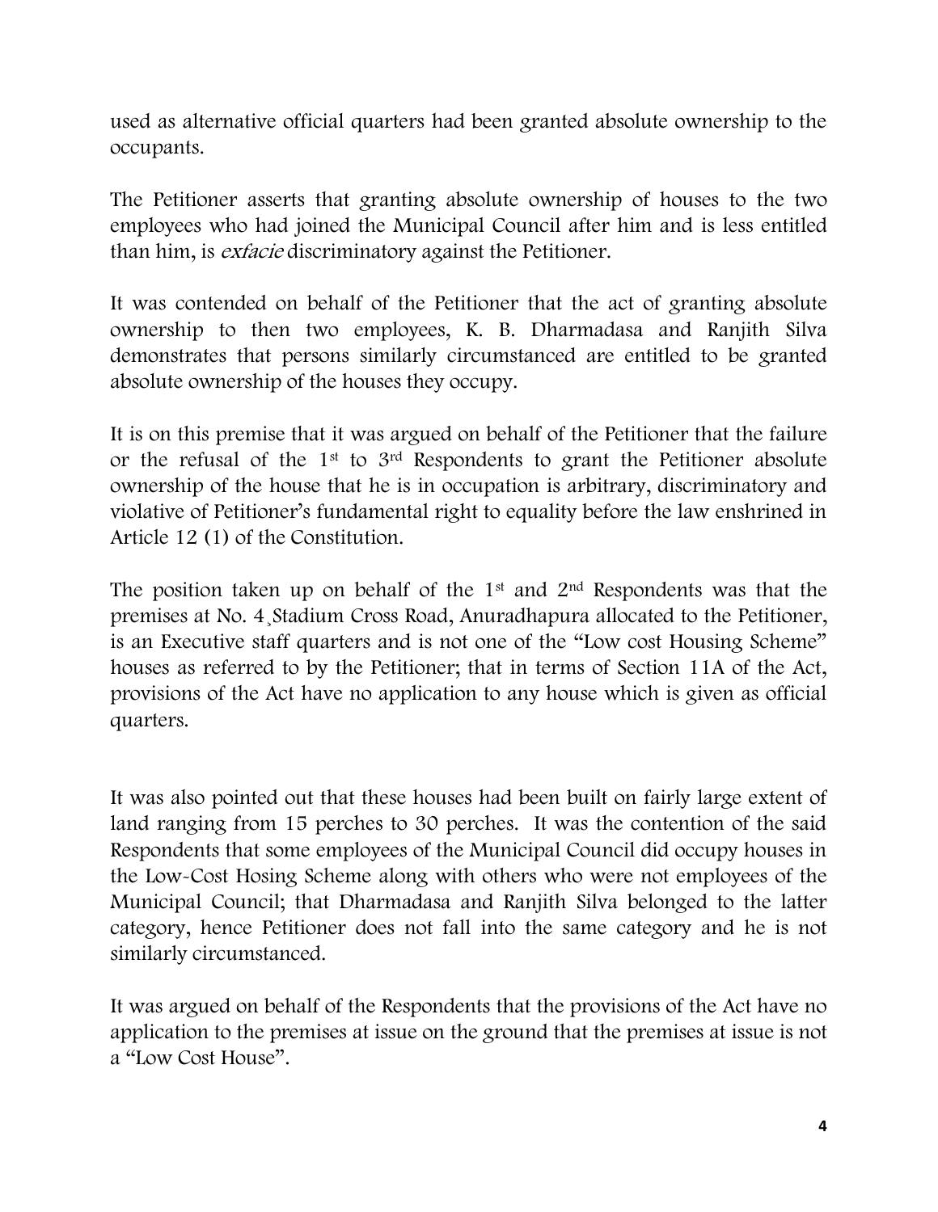used as alternative official quarters had been granted absolute ownership to the occupants.

The Petitioner asserts that granting absolute ownership of houses to the two employees who had joined the Municipal Council after him and is less entitled than him, is *exfacie* discriminatory against the Petitioner.

It was contended on behalf of the Petitioner that the act of granting absolute ownership to then two employees, K. B. Dharmadasa and Ranjith Silva demonstrates that persons similarly circumstanced are entitled to be granted absolute ownership of the houses they occupy.

It is on this premise that it was argued on behalf of the Petitioner that the failure or the refusal of the 1st to 3rd Respondents to grant the Petitioner absolute ownership of the house that he is in occupation is arbitrary, discriminatory and violative of Petitioner's fundamental right to equality before the law enshrined in Article 12 (1) of the Constitution.

The position taken up on behalf of the 1st and 2nd Respondents was that the premises at No. 4¸Stadium Cross Road, Anuradhapura allocated to the Petitioner, is an Executive staff quarters and is not one of the "Low cost Housing Scheme" houses as referred to by the Petitioner; that in terms of Section 11A of the Act, provisions of the Act have no application to any house which is given as official quarters.

It was also pointed out that these houses had been built on fairly large extent of land ranging from 15 perches to 30 perches. It was the contention of the said Respondents that some employees of the Municipal Council did occupy houses in the Low-Cost Hosing Scheme along with others who were not employees of the Municipal Council; that Dharmadasa and Ranjith Silva belonged to the latter category, hence Petitioner does not fall into the same category and he is not similarly circumstanced.

It was argued on behalf of the Respondents that the provisions of the Act have no application to the premises at issue on the ground that the premises at issue is not a "Low Cost House".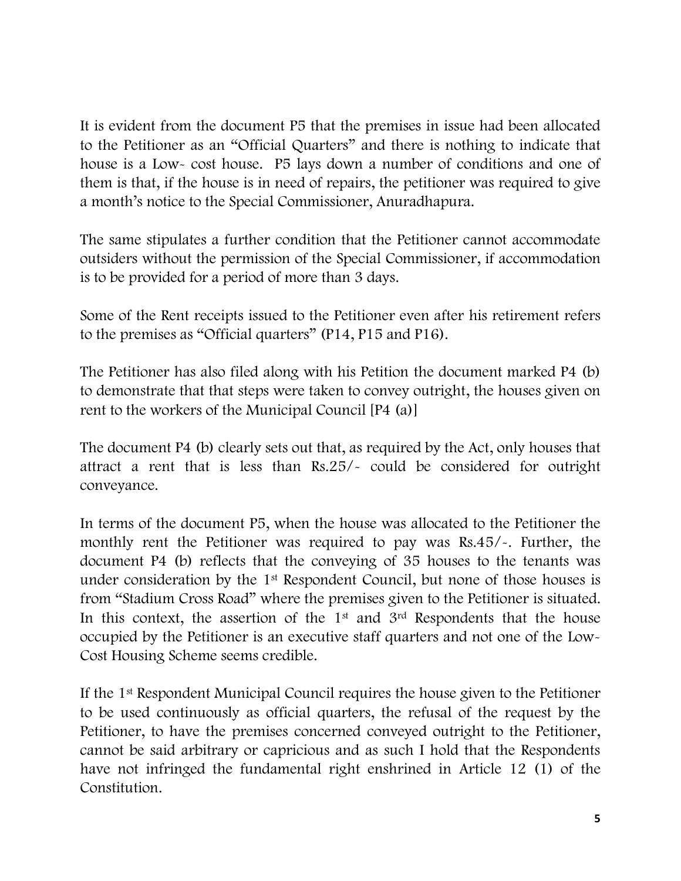It is evident from the document P5 that the premises in issue had been allocated to the Petitioner as an "Official Quarters" and there is nothing to indicate that house is a Low- cost house. P5 lays down a number of conditions and one of them is that, if the house is in need of repairs, the petitioner was required to give a month's notice to the Special Commissioner, Anuradhapura.

The same stipulates a further condition that the Petitioner cannot accommodate outsiders without the permission of the Special Commissioner, if accommodation is to be provided for a period of more than 3 days.

Some of the Rent receipts issued to the Petitioner even after his retirement refers to the premises as "Official quarters" (P14, P15 and P16).

The Petitioner has also filed along with his Petition the document marked P4 (b) to demonstrate that that steps were taken to convey outright, the houses given on rent to the workers of the Municipal Council [P4 (a)]

The document P4 (b) clearly sets out that, as required by the Act, only houses that attract a rent that is less than Rs.25/- could be considered for outright conveyance.

In terms of the document P5, when the house was allocated to the Petitioner the monthly rent the Petitioner was required to pay was Rs.45/-. Further, the document P4 (b) reflects that the conveying of 35 houses to the tenants was under consideration by the 1st Respondent Council, but none of those houses is from "Stadium Cross Road" where the premises given to the Petitioner is situated. In this context, the assertion of the 1st and 3rd Respondents that the house occupied by the Petitioner is an executive staff quarters and not one of the Low-Cost Housing Scheme seems credible.

If the 1st Respondent Municipal Council requires the house given to the Petitioner to be used continuously as official quarters, the refusal of the request by the Petitioner, to have the premises concerned conveyed outright to the Petitioner, cannot be said arbitrary or capricious and as such I hold that the Respondents have not infringed the fundamental right enshrined in Article 12 (1) of the Constitution.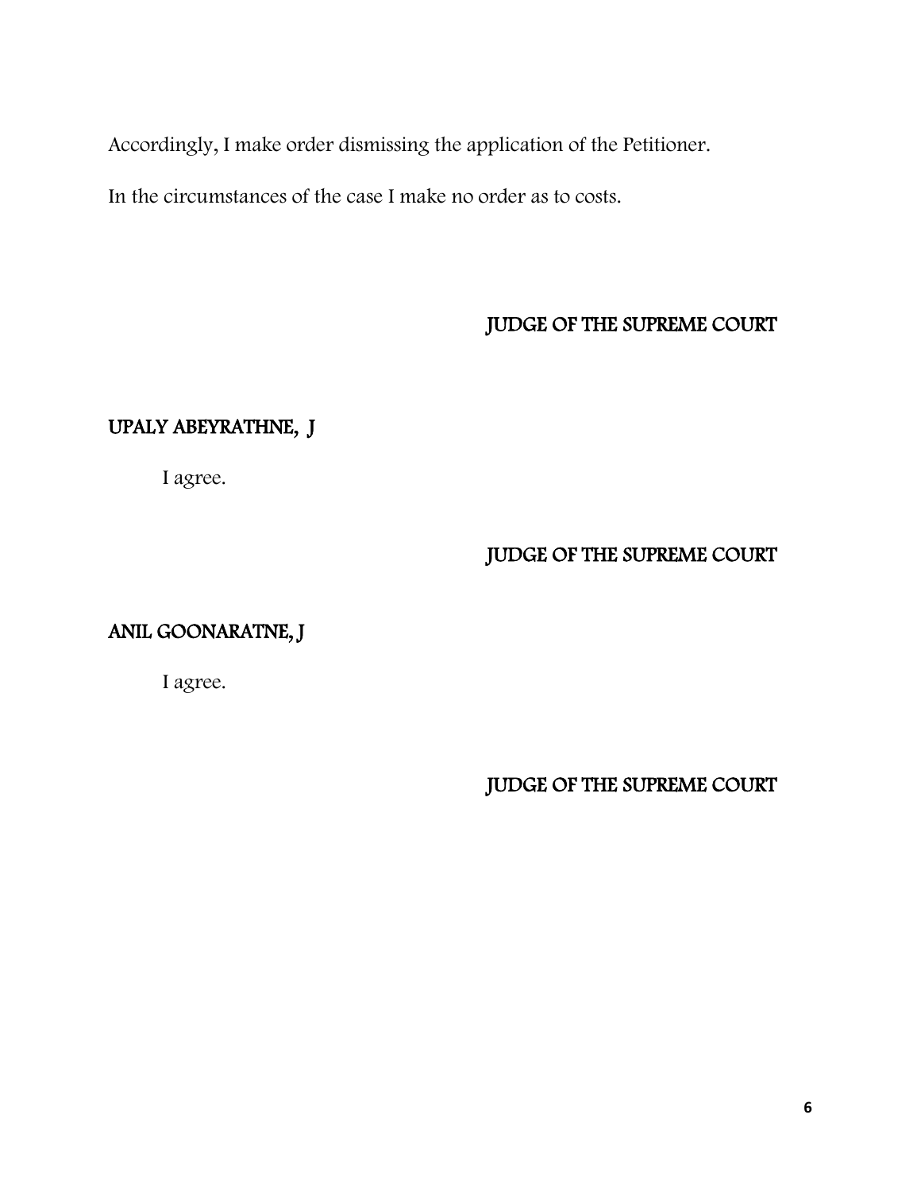Accordingly, I make order dismissing the application of the Petitioner.

In the circumstances of the case I make no order as to costs.

JUDGE OF THE SUPREME COURT

**UPALY ABEYRATHNE, J**

I agree.

JUDGE OF THE SUPREME COURT

**ANIL GOONARATNE, J**

I agree.

JUDGE OF THE SUPREME COURT